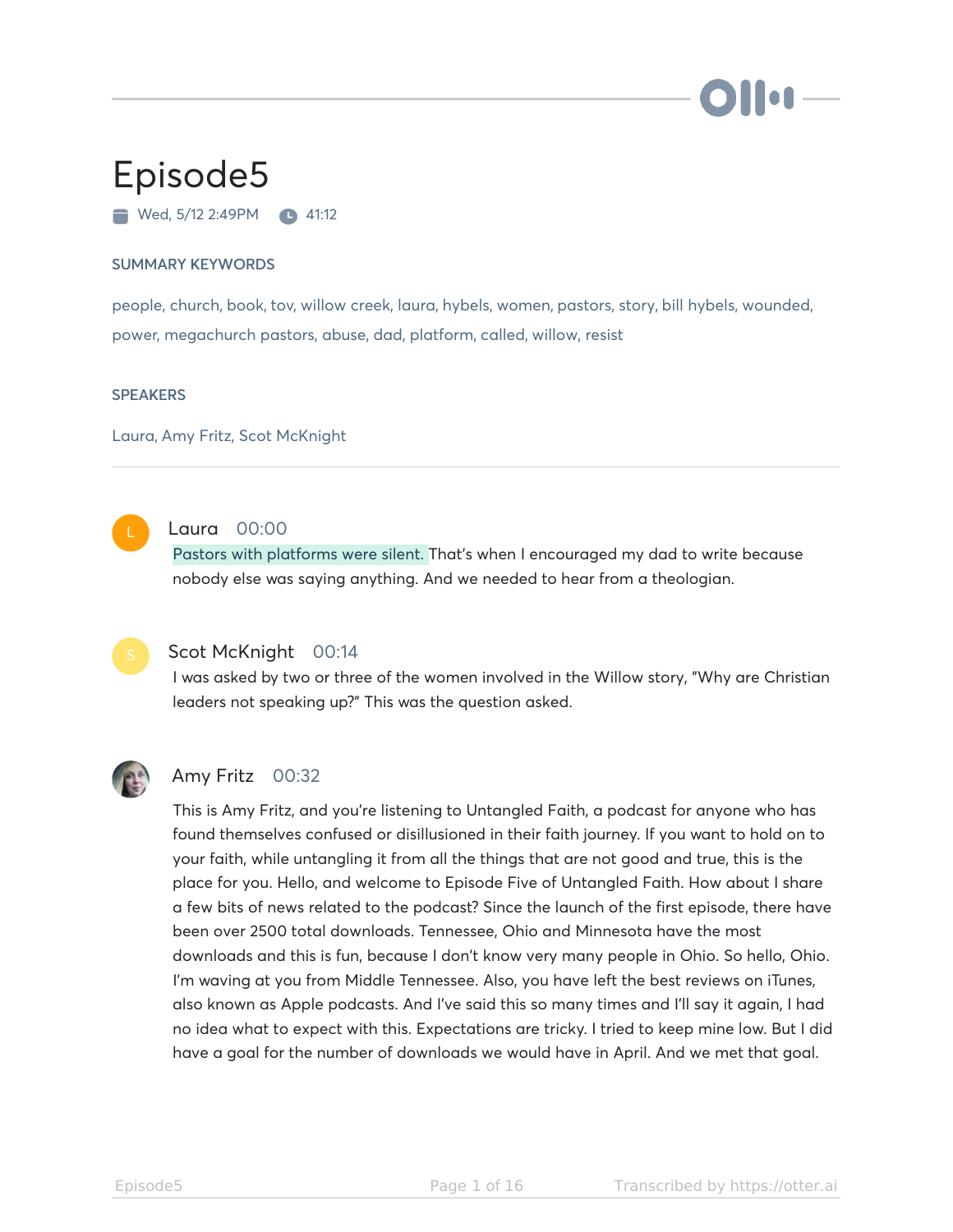# Episode5

Wed, 5/12 2:49PM   41:12

## SUMMARY KEYWORDS

people, church, book, tov, willow creek, laura, hybels, women, pastors, story, bill hybels, wounded, power, megachurch pastors, abuse, dad, platform, called, willow, resist

## SPEAKERS

Laura, Amy Fritz, Scot McKnight

---

**Laura** 00:00

Pastors with platforms were silent. That's when I encouraged my dad to write because nobody else was saying anything. And we needed to hear from a theologian.

**Scot McKnight** 00:14

I was asked by two or three of the women involved in the Willow story, "Why are Christian leaders not speaking up?" This was the question asked.

**Amy Fritz** 00:32

This is Amy Fritz, and you're listening to Untangled Faith, a podcast for anyone who has found themselves confused or disillusioned in their faith journey. If you want to hold on to your faith, while untangling it from all the things that are not good and true, this is the place for you. Hello, and welcome to Episode Five of Untangled Faith. How about I share a few bits of news related to the podcast? Since the launch of the first episode, there have been over 2500 total downloads. Tennessee, Ohio and Minnesota have the most downloads and this is fun, because I don't know very many people in Ohio. So hello, Ohio. I'm waving at you from Middle Tennessee. Also, you have left the best reviews on iTunes, also known as Apple podcasts. And I've said this so many times and I'll say it again, I had no idea what to expect with this. Expectations are tricky. I tried to keep mine low. But I did have a goal for the number of downloads we would have in April. And we met that goal.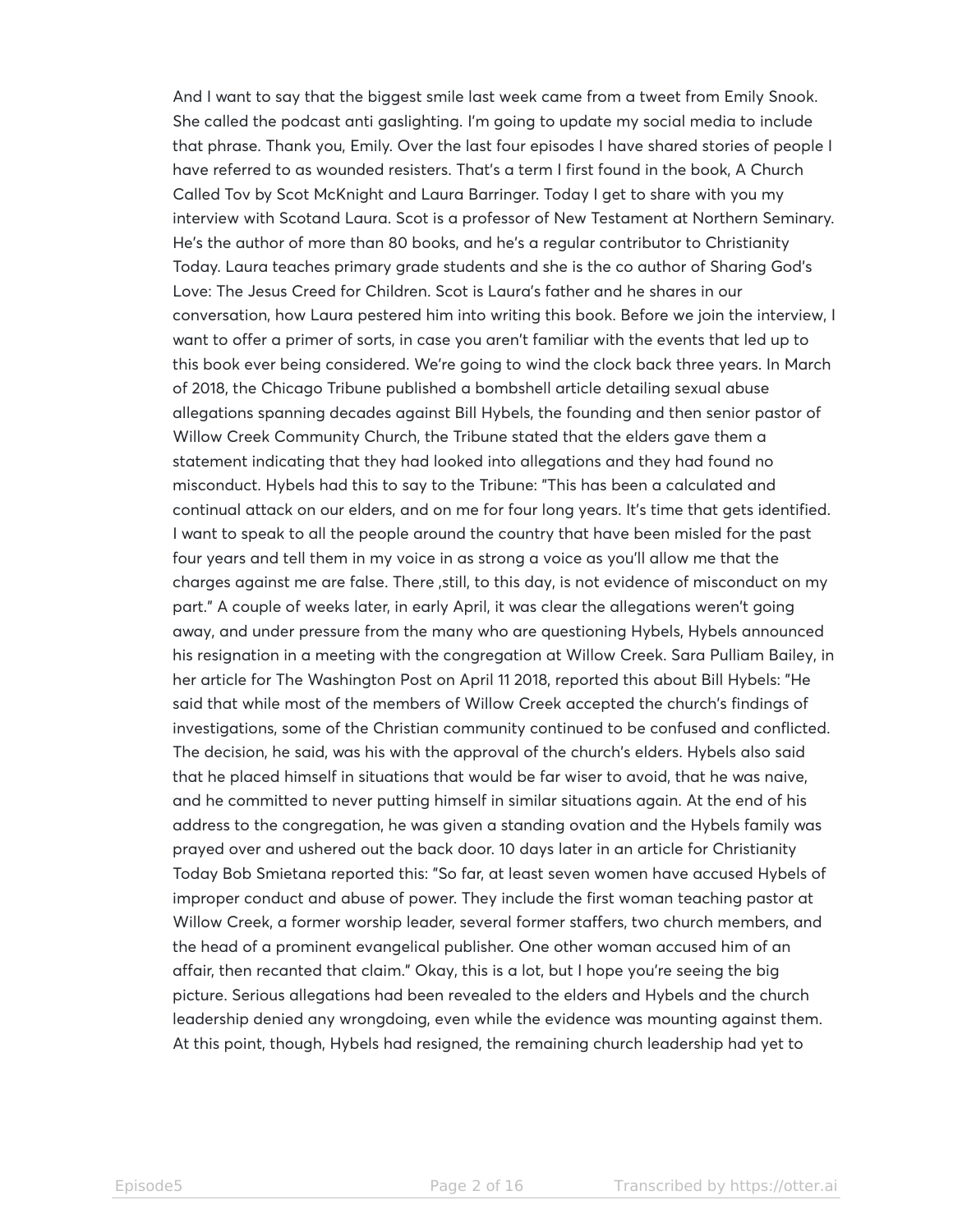And I want to say that the biggest smile last week came from a tweet from Emily Snook. She called the podcast anti gaslighting. I'm going to update my social media to include that phrase. Thank you, Emily. Over the last four episodes I have shared stories of people I have referred to as wounded resisters. That's a term I first found in the book, A Church Called Tov by Scot McKnight and Laura Barringer. Today I get to share with you my interview with Scotand Laura. Scot is a professor of New Testament at Northern Seminary. He's the author of more than 80 books, and he's a regular contributor to Christianity Today. Laura teaches primary grade students and she is the co author of Sharing God's Love: The Jesus Creed for Children. Scot is Laura's father and he shares in our conversation, how Laura pestered him into writing this book. Before we join the interview, I want to offer a primer of sorts, in case you aren't familiar with the events that led up to this book ever being considered. We're going to wind the clock back three years. In March of 2018, the Chicago Tribune published a bombshell article detailing sexual abuse allegations spanning decades against Bill Hybels, the founding and then senior pastor of Willow Creek Community Church, the Tribune stated that the elders gave them a statement indicating that they had looked into allegations and they had found no misconduct. Hybels had this to say to the Tribune: "This has been a calculated and continual attack on our elders, and on me for four long years. It's time that gets identified. I want to speak to all the people around the country that have been misled for the past four years and tell them in my voice in as strong a voice as you'll allow me that the charges against me are false. There ,still, to this day, is not evidence of misconduct on my part." A couple of weeks later, in early April, it was clear the allegations weren't going away, and under pressure from the many who are questioning Hybels, Hybels announced his resignation in a meeting with the congregation at Willow Creek. Sara Pulliam Bailey, in her article for The Washington Post on April 11 2018, reported this about Bill Hybels: "He said that while most of the members of Willow Creek accepted the church's findings of investigations, some of the Christian community continued to be confused and conflicted. The decision, he said, was his with the approval of the church's elders. Hybels also said that he placed himself in situations that would be far wiser to avoid, that he was naive, and he committed to never putting himself in similar situations again. At the end of his address to the congregation, he was given a standing ovation and the Hybels family was prayed over and ushered out the back door. 10 days later in an article for Christianity Today Bob Smietana reported this: "So far, at least seven women have accused Hybels of improper conduct and abuse of power. They include the first woman teaching pastor at Willow Creek, a former worship leader, several former staffers, two church members, and the head of a prominent evangelical publisher. One other woman accused him of an affair, then recanted that claim." Okay, this is a lot, but I hope you're seeing the big picture. Serious allegations had been revealed to the elders and Hybels and the church leadership denied any wrongdoing, even while the evidence was mounting against them. At this point, though, Hybels had resigned, the remaining church leadership had yet to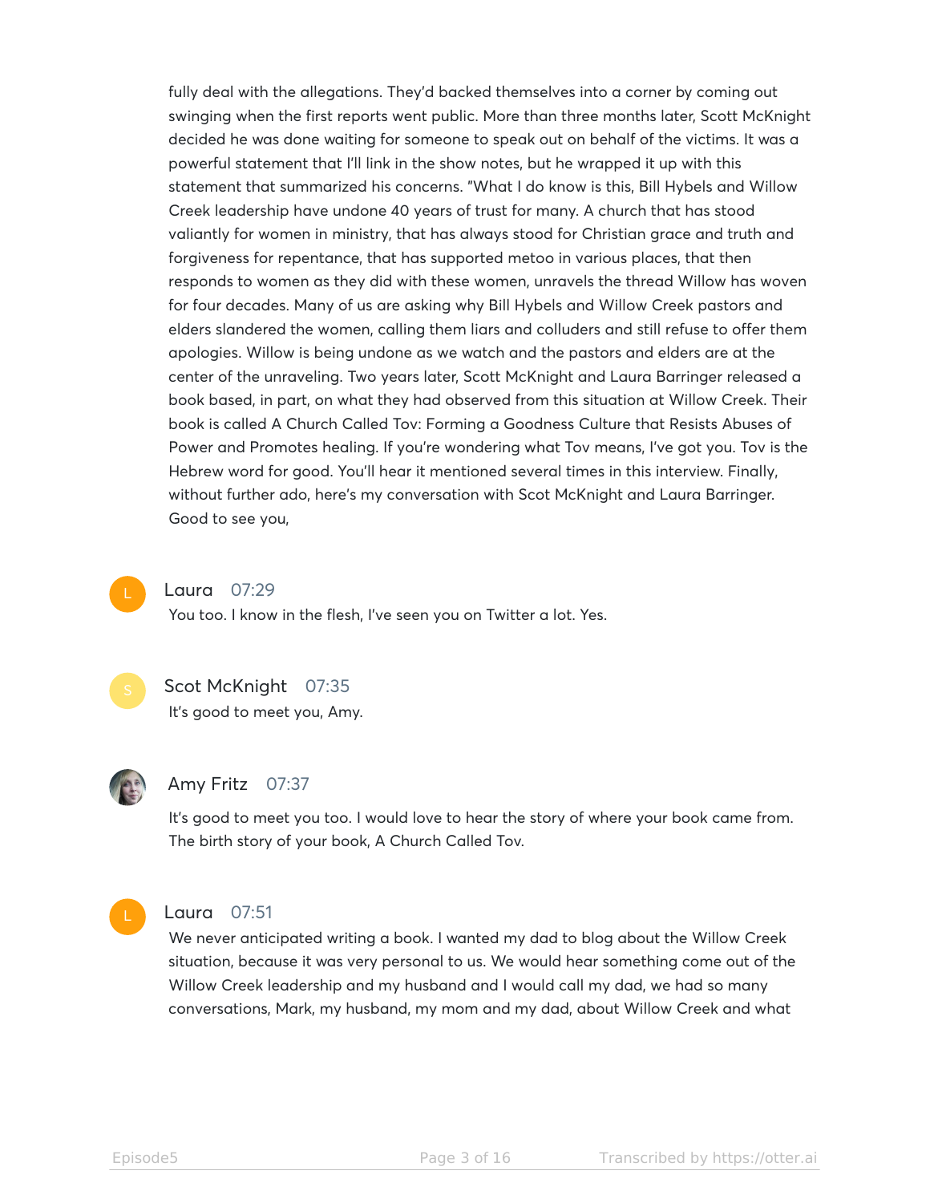fully deal with the allegations. They'd backed themselves into a corner by coming out swinging when the first reports went public. More than three months later, Scott McKnight decided he was done waiting for someone to speak out on behalf of the victims. It was a powerful statement that I'll link in the show notes, but he wrapped it up with this statement that summarized his concerns. "What I do know is this, Bill Hybels and Willow Creek leadership have undone 40 years of trust for many. A church that has stood valiantly for women in ministry, that has always stood for Christian grace and truth and forgiveness for repentance, that has supported metoo in various places, that then responds to women as they did with these women, unravels the thread Willow has woven for four decades. Many of us are asking why Bill Hybels and Willow Creek pastors and elders slandered the women, calling them liars and colluders and still refuse to offer them apologies. Willow is being undone as we watch and the pastors and elders are at the center of the unraveling. Two years later, Scott McKnight and Laura Barringer released a book based, in part, on what they had observed from this situation at Willow Creek. Their book is called A Church Called Tov: Forming a Goodness Culture that Resists Abuses of Power and Promotes healing. If you're wondering what Tov means, I've got you. Tov is the Hebrew word for good. You'll hear it mentioned several times in this interview. Finally, without further ado, here's my conversation with Scot McKnight and Laura Barringer. Good to see you,

**Laura** 07:29

You too. I know in the flesh, I've seen you on Twitter a lot. Yes.

**Scot McKnight** 07:35

It's good to meet you, Amy.

**Amy Fritz** 07:37

It's good to meet you too. I would love to hear the story of where your book came from. The birth story of your book, A Church Called Tov.

**Laura** 07:51

We never anticipated writing a book. I wanted my dad to blog about the Willow Creek situation, because it was very personal to us. We would hear something come out of the Willow Creek leadership and my husband and I would call my dad, we had so many conversations, Mark, my husband, my mom and my dad, about Willow Creek and what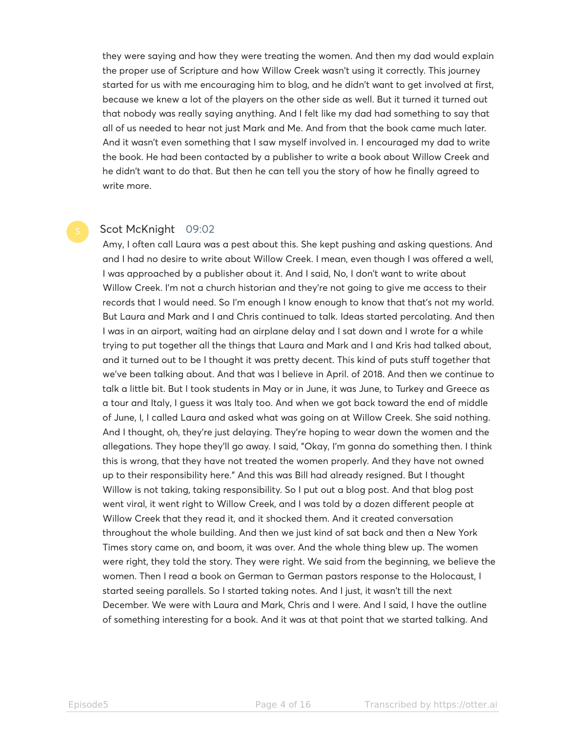they were saying and how they were treating the women. And then my dad would explain the proper use of Scripture and how Willow Creek wasn't using it correctly. This journey started for us with me encouraging him to blog, and he didn't want to get involved at first, because we knew a lot of the players on the other side as well. But it turned it turned out that nobody was really saying anything. And I felt like my dad had something to say that all of us needed to hear not just Mark and Me. And from that the book came much later. And it wasn't even something that I saw myself involved in. I encouraged my dad to write the book. He had been contacted by a publisher to write a book about Willow Creek and he didn't want to do that. But then he can tell you the story of how he finally agreed to write more.

**Scot McKnight** 09:02

Amy, I often call Laura was a pest about this. She kept pushing and asking questions. And and I had no desire to write about Willow Creek. I mean, even though I was offered a well, I was approached by a publisher about it. And I said, No, I don't want to write about Willow Creek. I'm not a church historian and they're not going to give me access to their records that I would need. So I'm enough I know enough to know that that's not my world. But Laura and Mark and I and Chris continued to talk. Ideas started percolating. And then I was in an airport, waiting had an airplane delay and I sat down and I wrote for a while trying to put together all the things that Laura and Mark and I and Kris had talked about, and it turned out to be I thought it was pretty decent. This kind of puts stuff together that we've been talking about. And that was I believe in April. of 2018. And then we continue to talk a little bit. But I took students in May or in June, it was June, to Turkey and Greece as a tour and Italy, I guess it was Italy too. And when we got back toward the end of middle of June, I, I called Laura and asked what was going on at Willow Creek. She said nothing. And I thought, oh, they're just delaying. They're hoping to wear down the women and the allegations. They hope they'll go away. I said, "Okay, I'm gonna do something then. I think this is wrong, that they have not treated the women properly. And they have not owned up to their responsibility here." And this was Bill had already resigned. But I thought Willow is not taking, taking responsibility. So I put out a blog post. And that blog post went viral, it went right to Willow Creek, and I was told by a dozen different people at Willow Creek that they read it, and it shocked them. And it created conversation throughout the whole building. And then we just kind of sat back and then a New York Times story came on, and boom, it was over. And the whole thing blew up. The women were right, they told the story. They were right. We said from the beginning, we believe the women. Then I read a book on German to German pastors response to the Holocaust, I started seeing parallels. So I started taking notes. And I just, it wasn't till the next December. We were with Laura and Mark, Chris and I were. And I said, I have the outline of something interesting for a book. And it was at that point that we started talking. And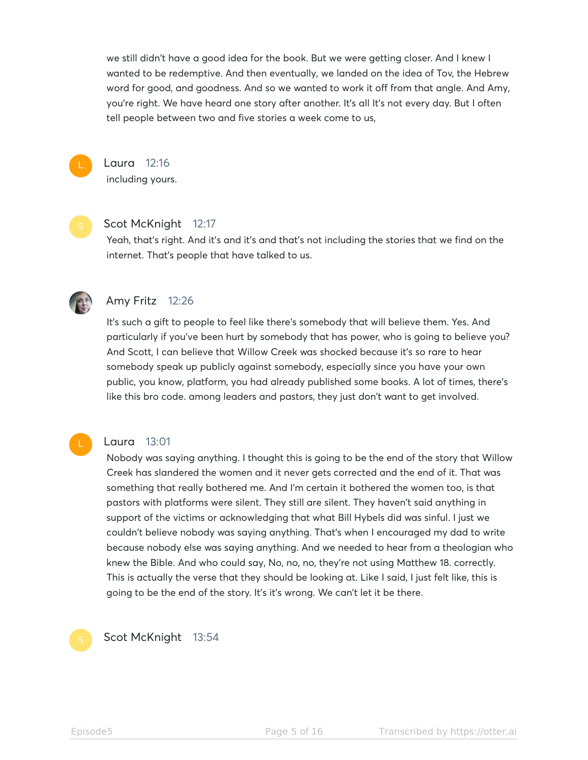we still didn't have a good idea for the book. But we were getting closer. And I knew I wanted to be redemptive. And then eventually, we landed on the idea of Tov, the Hebrew word for good, and goodness. And so we wanted to work it off from that angle. And Amy, you're right. We have heard one story after another. It's all It's not every day. But I often tell people between two and five stories a week come to us,

**Laura** 12:16

including yours.

**Scot McKnight** 12:17

Yeah, that's right. And it's and it's and that's not including the stories that we find on the internet. That's people that have talked to us.

**Amy Fritz** 12:26

It's such a gift to people to feel like there's somebody that will believe them. Yes. And particularly if you've been hurt by somebody that has power, who is going to believe you? And Scott, I can believe that Willow Creek was shocked because it's so rare to hear somebody speak up publicly against somebody, especially since you have your own public, you know, platform, you had already published some books. A lot of times, there's like this bro code. among leaders and pastors, they just don't want to get involved.

**Laura** 13:01

Nobody was saying anything. I thought this is going to be the end of the story that Willow Creek has slandered the women and it never gets corrected and the end of it. That was something that really bothered me. And I'm certain it bothered the women too, is that pastors with platforms were silent. They still are silent. They haven't said anything in support of the victims or acknowledging that what Bill Hybels did was sinful. I just we couldn't believe nobody was saying anything. That's when I encouraged my dad to write because nobody else was saying anything. And we needed to hear from a theologian who knew the Bible. And who could say, No, no, no, they're not using Matthew 18. correctly. This is actually the verse that they should be looking at. Like I said, I just felt like, this is going to be the end of the story. It's it's wrong. We can't let it be there.

**Scot McKnight** 13:54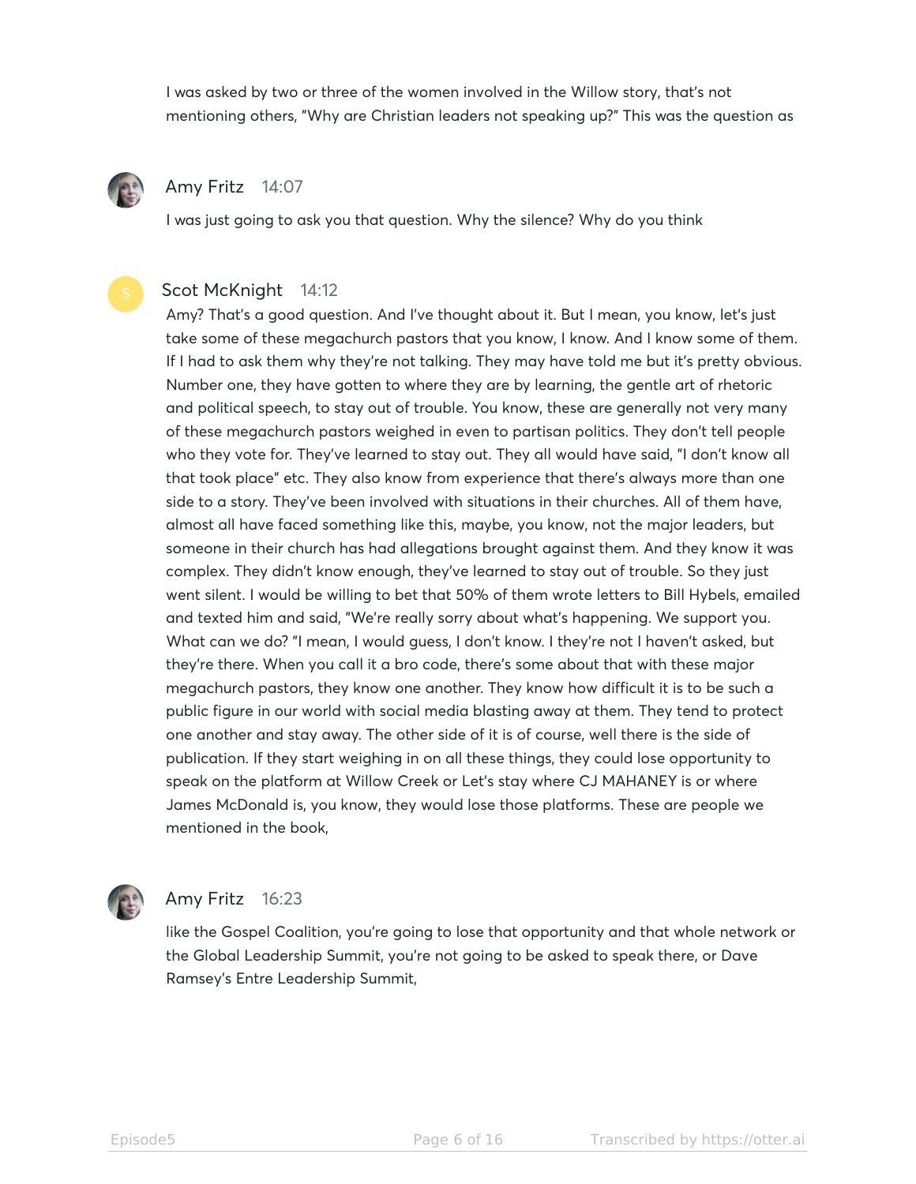I was asked by two or three of the women involved in the Willow story, that's not mentioning others, "Why are Christian leaders not speaking up?" This was the question as

**Amy Fritz** 14:07

I was just going to ask you that question. Why the silence? Why do you think

**Scot McKnight** 14:12

Amy? That's a good question. And I've thought about it. But I mean, you know, let's just take some of these megachurch pastors that you know, I know. And I know some of them. If I had to ask them why they're not talking. They may have told me but it's pretty obvious. Number one, they have gotten to where they are by learning, the gentle art of rhetoric and political speech, to stay out of trouble. You know, these are generally not very many of these megachurch pastors weighed in even to partisan politics. They don't tell people who they vote for. They've learned to stay out. They all would have said, "I don't know all that took place" etc. They also know from experience that there's always more than one side to a story. They've been involved with situations in their churches. All of them have, almost all have faced something like this, maybe, you know, not the major leaders, but someone in their church has had allegations brought against them. And they know it was complex. They didn't know enough, they've learned to stay out of trouble. So they just went silent. I would be willing to bet that 50% of them wrote letters to Bill Hybels, emailed and texted him and said, "We're really sorry about what's happening. We support you. What can we do? "I mean, I would guess, I don't know. I they're not I haven't asked, but they're there. When you call it a bro code, there's some about that with these major megachurch pastors, they know one another. They know how difficult it is to be such a public figure in our world with social media blasting away at them. They tend to protect one another and stay away. The other side of it is of course, well there is the side of publication. If they start weighing in on all these things, they could lose opportunity to speak on the platform at Willow Creek or Let's stay where CJ MAHANEY is or where James McDonald is, you know, they would lose those platforms. These are people we mentioned in the book,

**Amy Fritz** 16:23

like the Gospel Coalition, you're going to lose that opportunity and that whole network or the Global Leadership Summit, you're not going to be asked to speak there, or Dave Ramsey's Entre Leadership Summit,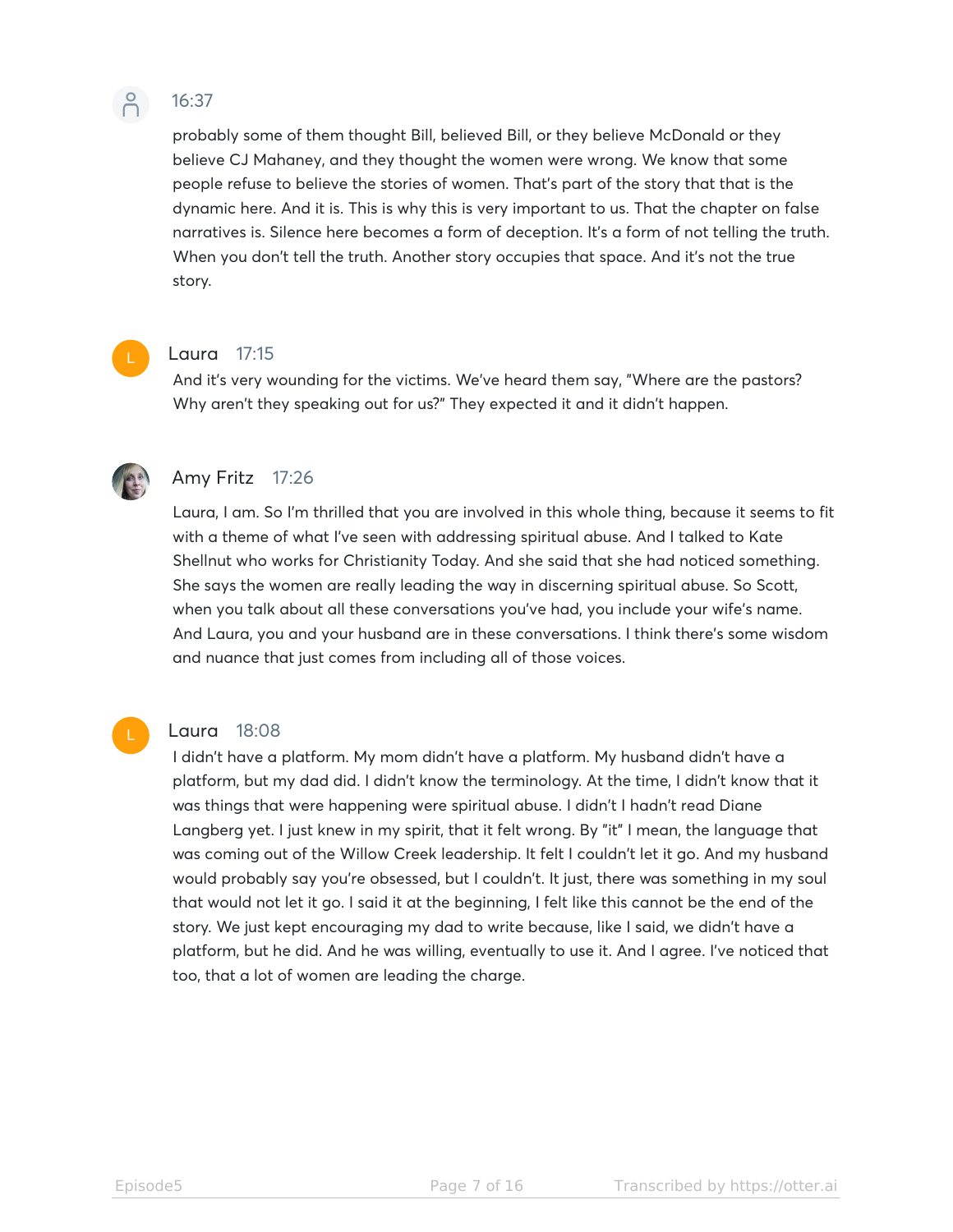**16:37**

probably some of them thought Bill, believed Bill, or they believe McDonald or they believe CJ Mahaney, and they thought the women were wrong. We know that some people refuse to believe the stories of women. That's part of the story that that is the dynamic here. And it is. This is why this is very important to us. That the chapter on false narratives is. Silence here becomes a form of deception. It's a form of not telling the truth. When you don't tell the truth. Another story occupies that space. And it's not the true story.

**Laura** 17:15

And it's very wounding for the victims. We've heard them say, "Where are the pastors? Why aren't they speaking out for us?" They expected it and it didn't happen.

**Amy Fritz** 17:26

Laura, I am. So I'm thrilled that you are involved in this whole thing, because it seems to fit with a theme of what I've seen with addressing spiritual abuse. And I talked to Kate Shellnut who works for Christianity Today. And she said that she had noticed something. She says the women are really leading the way in discerning spiritual abuse. So Scott, when you talk about all these conversations you've had, you include your wife's name. And Laura, you and your husband are in these conversations. I think there's some wisdom and nuance that just comes from including all of those voices.

**Laura** 18:08

I didn't have a platform. My mom didn't have a platform. My husband didn't have a platform, but my dad did. I didn't know the terminology. At the time, I didn't know that it was things that were happening were spiritual abuse. I didn't I hadn't read Diane Langberg yet. I just knew in my spirit, that it felt wrong. By "it" I mean, the language that was coming out of the Willow Creek leadership. It felt I couldn't let it go. And my husband would probably say you're obsessed, but I couldn't. It just, there was something in my soul that would not let it go. I said it at the beginning, I felt like this cannot be the end of the story. We just kept encouraging my dad to write because, like I said, we didn't have a platform, but he did. And he was willing, eventually to use it. And I agree. I've noticed that too, that a lot of women are leading the charge.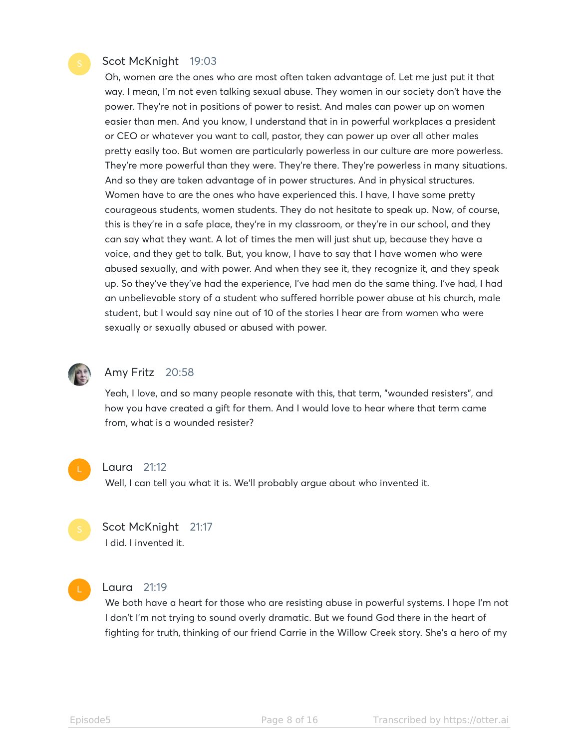**Scot McKnight** 19:03

Oh, women are the ones who are most often taken advantage of. Let me just put it that way. I mean, I'm not even talking sexual abuse. They women in our society don't have the power. They're not in positions of power to resist. And males can power up on women easier than men. And you know, I understand that in in powerful workplaces a president or CEO or whatever you want to call, pastor, they can power up over all other males pretty easily too. But women are particularly powerless in our culture are more powerless. They're more powerful than they were. They're there. They're powerless in many situations. And so they are taken advantage of in power structures. And in physical structures. Women have to are the ones who have experienced this. I have, I have some pretty courageous students, women students. They do not hesitate to speak up. Now, of course, this is they're in a safe place, they're in my classroom, or they're in our school, and they can say what they want. A lot of times the men will just shut up, because they have a voice, and they get to talk. But, you know, I have to say that I have women who were abused sexually, and with power. And when they see it, they recognize it, and they speak up. So they've they've had the experience, I've had men do the same thing. I've had, I had an unbelievable story of a student who suffered horrible power abuse at his church, male student, but I would say nine out of 10 of the stories I hear are from women who were sexually or sexually abused or abused with power.

**Amy Fritz** 20:58

Yeah, I love, and so many people resonate with this, that term, "wounded resisters", and how you have created a gift for them. And I would love to hear where that term came from, what is a wounded resister?

**Laura** 21:12

Well, I can tell you what it is. We'll probably argue about who invented it.

**Scot McKnight** 21:17

I did. I invented it.

**Laura** 21:19

We both have a heart for those who are resisting abuse in powerful systems. I hope I'm not I don't I'm not trying to sound overly dramatic. But we found God there in the heart of fighting for truth, thinking of our friend Carrie in the Willow Creek story. She's a hero of my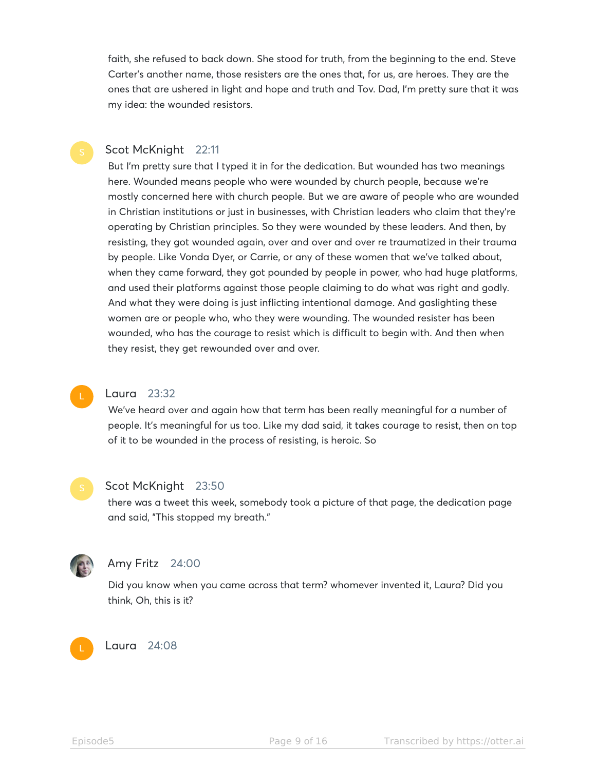faith, she refused to back down. She stood for truth, from the beginning to the end. Steve Carter's another name, those resisters are the ones that, for us, are heroes. They are the ones that are ushered in light and hope and truth and Tov. Dad, I'm pretty sure that it was my idea: the wounded resistors.

**Scot McKnight** 22:11

But I'm pretty sure that I typed it in for the dedication. But wounded has two meanings here. Wounded means people who were wounded by church people, because we're mostly concerned here with church people. But we are aware of people who are wounded in Christian institutions or just in businesses, with Christian leaders who claim that they're operating by Christian principles. So they were wounded by these leaders. And then, by resisting, they got wounded again, over and over and over re traumatized in their trauma by people. Like Vonda Dyer, or Carrie, or any of these women that we've talked about, when they came forward, they got pounded by people in power, who had huge platforms, and used their platforms against those people claiming to do what was right and godly. And what they were doing is just inflicting intentional damage. And gaslighting these women are or people who, who they were wounding. The wounded resister has been wounded, who has the courage to resist which is difficult to begin with. And then when they resist, they get rewounded over and over.

**Laura** 23:32

We've heard over and again how that term has been really meaningful for a number of people. It's meaningful for us too. Like my dad said, it takes courage to resist, then on top of it to be wounded in the process of resisting, is heroic. So

**Scot McKnight** 23:50

there was a tweet this week, somebody took a picture of that page, the dedication page and said, "This stopped my breath."

**Amy Fritz** 24:00

Did you know when you came across that term? whomever invented it, Laura? Did you think, Oh, this is it?

**Laura** 24:08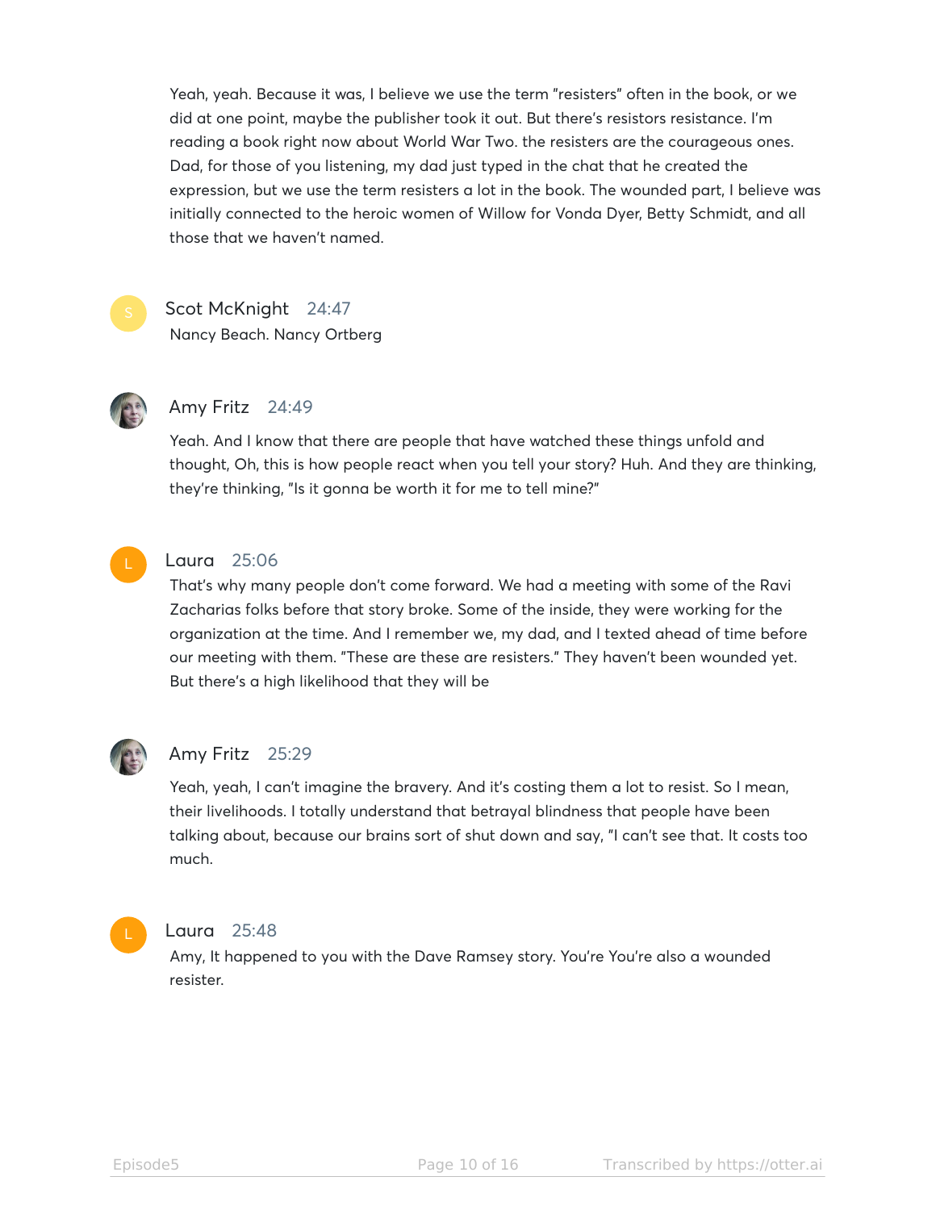Yeah, yeah. Because it was, I believe we use the term "resisters" often in the book, or we did at one point, maybe the publisher took it out. But there's resistors resistance. I'm reading a book right now about World War Two. the resisters are the courageous ones. Dad, for those of you listening, my dad just typed in the chat that he created the expression, but we use the term resisters a lot in the book. The wounded part, I believe was initially connected to the heroic women of Willow for Vonda Dyer, Betty Schmidt, and all those that we haven't named.

**Scot McKnight** 24:47

Nancy Beach. Nancy Ortberg

**Amy Fritz** 24:49

Yeah. And I know that there are people that have watched these things unfold and thought, Oh, this is how people react when you tell your story? Huh. And they are thinking, they're thinking, "Is it gonna be worth it for me to tell mine?"

**Laura** 25:06

That's why many people don't come forward. We had a meeting with some of the Ravi Zacharias folks before that story broke. Some of the inside, they were working for the organization at the time. And I remember we, my dad, and I texted ahead of time before our meeting with them. "These are these are resisters." They haven't been wounded yet. But there's a high likelihood that they will be

**Amy Fritz** 25:29

Yeah, yeah, I can't imagine the bravery. And it's costing them a lot to resist. So I mean, their livelihoods. I totally understand that betrayal blindness that people have been talking about, because our brains sort of shut down and say, "I can't see that. It costs too much.

**Laura** 25:48

Amy, It happened to you with the Dave Ramsey story. You're You're also a wounded resister.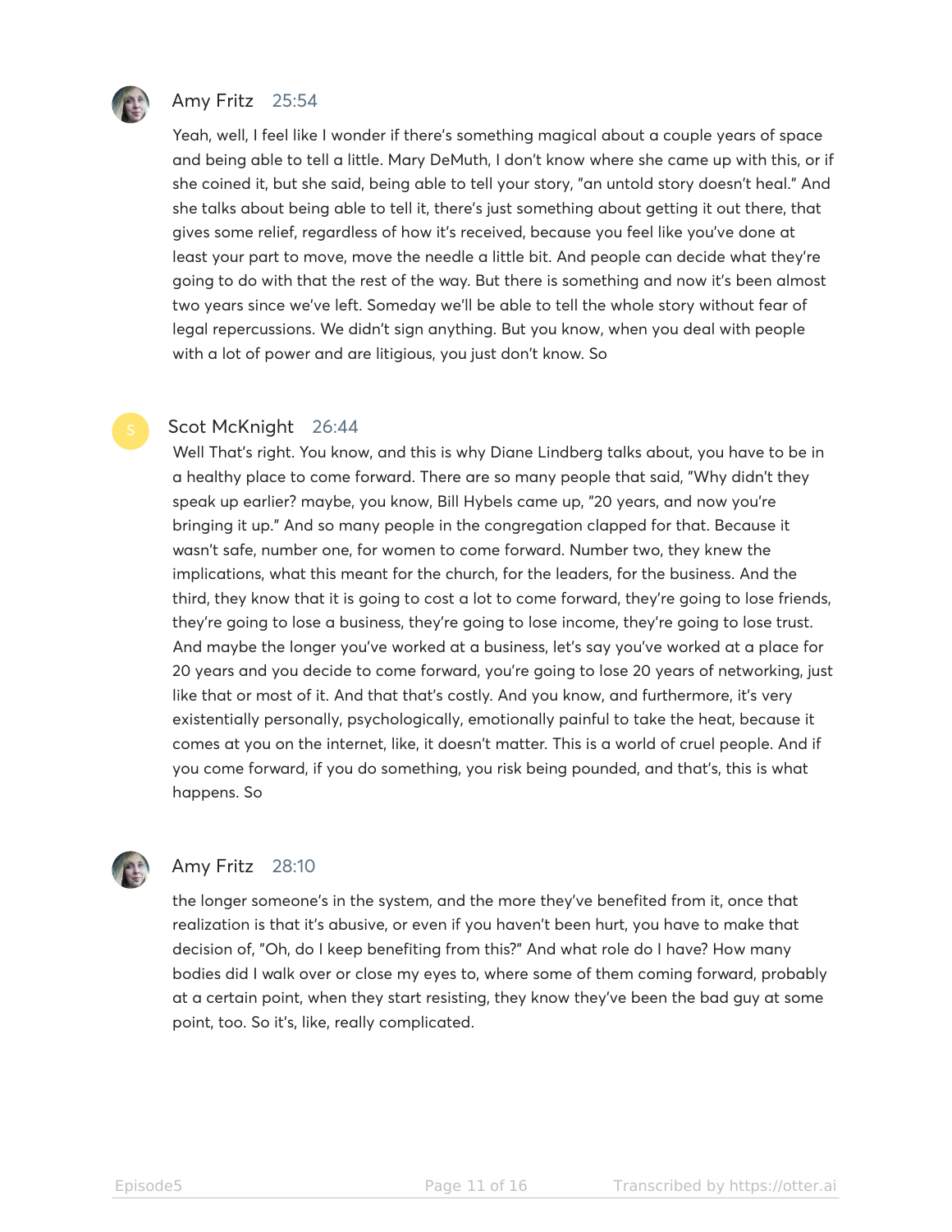**Amy Fritz** 25:54

Yeah, well, I feel like I wonder if there's something magical about a couple years of space and being able to tell a little. Mary DeMuth, I don't know where she came up with this, or if she coined it, but she said, being able to tell your story, "an untold story doesn't heal." And she talks about being able to tell it, there's just something about getting it out there, that gives some relief, regardless of how it's received, because you feel like you've done at least your part to move, move the needle a little bit. And people can decide what they're going to do with that the rest of the way. But there is something and now it's been almost two years since we've left. Someday we'll be able to tell the whole story without fear of legal repercussions. We didn't sign anything. But you know, when you deal with people with a lot of power and are litigious, you just don't know. So

**Scot McKnight** 26:44

Well That's right. You know, and this is why Diane Lindberg talks about, you have to be in a healthy place to come forward. There are so many people that said, "Why didn't they speak up earlier? maybe, you know, Bill Hybels came up, "20 years, and now you're bringing it up." And so many people in the congregation clapped for that. Because it wasn't safe, number one, for women to come forward. Number two, they knew the implications, what this meant for the church, for the leaders, for the business. And the third, they know that it is going to cost a lot to come forward, they're going to lose friends, they're going to lose a business, they're going to lose income, they're going to lose trust. And maybe the longer you've worked at a business, let's say you've worked at a place for 20 years and you decide to come forward, you're going to lose 20 years of networking, just like that or most of it. And that that's costly. And you know, and furthermore, it's very existentially personally, psychologically, emotionally painful to take the heat, because it comes at you on the internet, like, it doesn't matter. This is a world of cruel people. And if you come forward, if you do something, you risk being pounded, and that's, this is what happens. So

**Amy Fritz** 28:10

the longer someone's in the system, and the more they've benefited from it, once that realization is that it's abusive, or even if you haven't been hurt, you have to make that decision of, "Oh, do I keep benefiting from this?" And what role do I have? How many bodies did I walk over or close my eyes to, where some of them coming forward, probably at a certain point, when they start resisting, they know they've been the bad guy at some point, too. So it's, like, really complicated.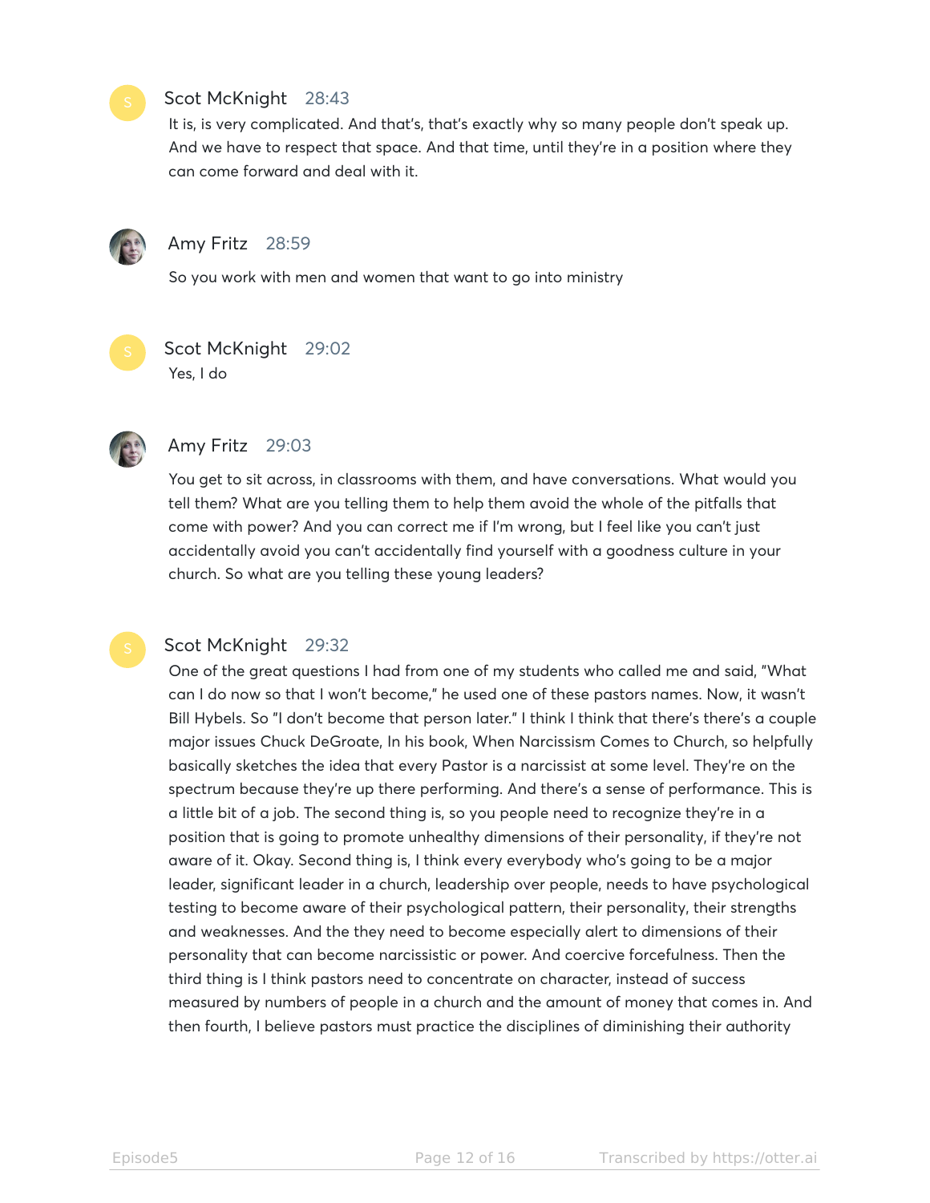**Scot McKnight** 28:43

It is, is very complicated. And that's, that's exactly why so many people don't speak up. And we have to respect that space. And that time, until they're in a position where they can come forward and deal with it.

**Amy Fritz** 28:59

So you work with men and women that want to go into ministry

**Scot McKnight** 29:02

Yes, I do

**Amy Fritz** 29:03

You get to sit across, in classrooms with them, and have conversations. What would you tell them? What are you telling them to help them avoid the whole of the pitfalls that come with power? And you can correct me if I'm wrong, but I feel like you can't just accidentally avoid you can't accidentally find yourself with a goodness culture in your church. So what are you telling these young leaders?

**Scot McKnight** 29:32

One of the great questions I had from one of my students who called me and said, "What can I do now so that I won't become," he used one of these pastors names. Now, it wasn't Bill Hybels. So "I don't become that person later." I think I think that there's there's a couple major issues Chuck DeGroate, In his book, When Narcissism Comes to Church, so helpfully basically sketches the idea that every Pastor is a narcissist at some level. They're on the spectrum because they're up there performing. And there's a sense of performance. This is a little bit of a job. The second thing is, so you people need to recognize they're in a position that is going to promote unhealthy dimensions of their personality, if they're not aware of it. Okay. Second thing is, I think every everybody who's going to be a major leader, significant leader in a church, leadership over people, needs to have psychological testing to become aware of their psychological pattern, their personality, their strengths and weaknesses. And the they need to become especially alert to dimensions of their personality that can become narcissistic or power. And coercive forcefulness. Then the third thing is I think pastors need to concentrate on character, instead of success measured by numbers of people in a church and the amount of money that comes in. And then fourth, I believe pastors must practice the disciplines of diminishing their authority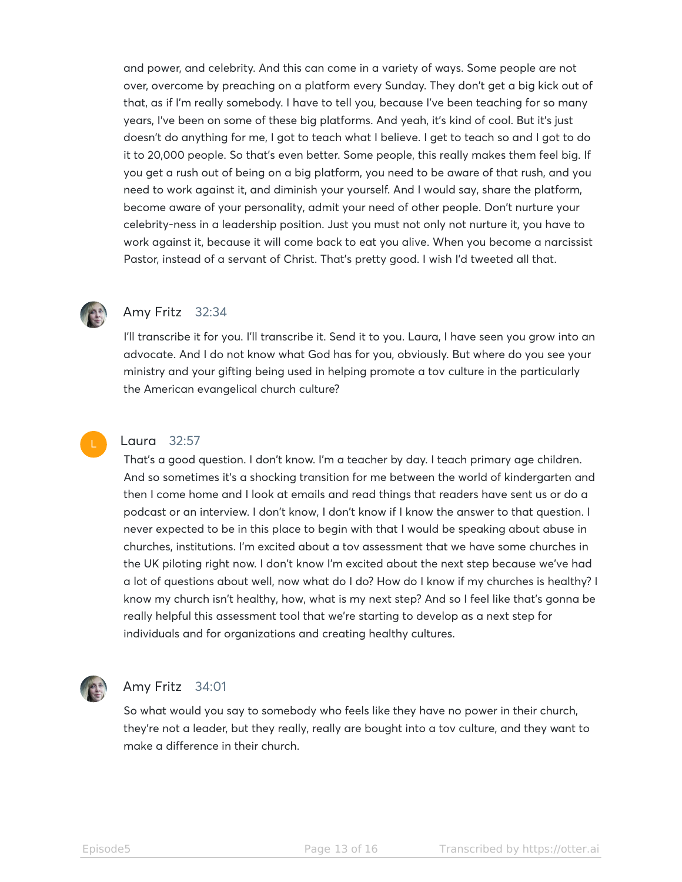and power, and celebrity. And this can come in a variety of ways. Some people are not over, overcome by preaching on a platform every Sunday. They don't get a big kick out of that, as if I'm really somebody. I have to tell you, because I've been teaching for so many years, I've been on some of these big platforms. And yeah, it's kind of cool. But it's just doesn't do anything for me, I got to teach what I believe. I get to teach so and I got to do it to 20,000 people. So that's even better. Some people, this really makes them feel big. If you get a rush out of being on a big platform, you need to be aware of that rush, and you need to work against it, and diminish your yourself. And I would say, share the platform, become aware of your personality, admit your need of other people. Don't nurture your celebrity-ness in a leadership position. Just you must not only not nurture it, you have to work against it, because it will come back to eat you alive. When you become a narcissist Pastor, instead of a servant of Christ. That's pretty good. I wish I'd tweeted all that.

**Amy Fritz** 32:34

I'll transcribe it for you. I'll transcribe it. Send it to you. Laura, I have seen you grow into an advocate. And I do not know what God has for you, obviously. But where do you see your ministry and your gifting being used in helping promote a tov culture in the particularly the American evangelical church culture?

**Laura** 32:57

That's a good question. I don't know. I'm a teacher by day. I teach primary age children. And so sometimes it's a shocking transition for me between the world of kindergarten and then I come home and I look at emails and read things that readers have sent us or do a podcast or an interview. I don't know, I don't know if I know the answer to that question. I never expected to be in this place to begin with that I would be speaking about abuse in churches, institutions. I'm excited about a tov assessment that we have some churches in the UK piloting right now. I don't know I'm excited about the next step because we've had a lot of questions about well, now what do I do? How do I know if my churches is healthy? I know my church isn't healthy, how, what is my next step? And so I feel like that's gonna be really helpful this assessment tool that we're starting to develop as a next step for individuals and for organizations and creating healthy cultures.

**Amy Fritz** 34:01

So what would you say to somebody who feels like they have no power in their church, they're not a leader, but they really, really are bought into a tov culture, and they want to make a difference in their church.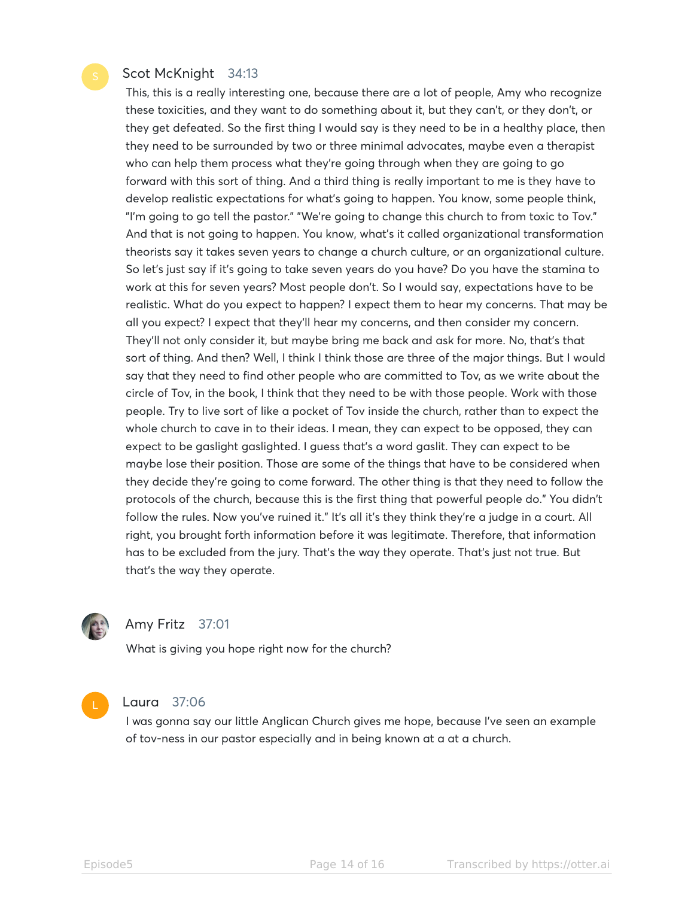**Scot McKnight** 34:13

This, this is a really interesting one, because there are a lot of people, Amy who recognize these toxicities, and they want to do something about it, but they can't, or they don't, or they get defeated. So the first thing I would say is they need to be in a healthy place, then they need to be surrounded by two or three minimal advocates, maybe even a therapist who can help them process what they're going through when they are going to go forward with this sort of thing. And a third thing is really important to me is they have to develop realistic expectations for what's going to happen. You know, some people think, "I'm going to go tell the pastor." "We're going to change this church to from toxic to Tov." And that is not going to happen. You know, what's it called organizational transformation theorists say it takes seven years to change a church culture, or an organizational culture. So let's just say if it's going to take seven years do you have? Do you have the stamina to work at this for seven years? Most people don't. So I would say, expectations have to be realistic. What do you expect to happen? I expect them to hear my concerns. That may be all you expect? I expect that they'll hear my concerns, and then consider my concern. They'll not only consider it, but maybe bring me back and ask for more. No, that's that sort of thing. And then? Well, I think I think those are three of the major things. But I would say that they need to find other people who are committed to Tov, as we write about the circle of Tov, in the book, I think that they need to be with those people. Work with those people. Try to live sort of like a pocket of Tov inside the church, rather than to expect the whole church to cave in to their ideas. I mean, they can expect to be opposed, they can expect to be gaslight gaslighted. I guess that's a word gaslit. They can expect to be maybe lose their position. Those are some of the things that have to be considered when they decide they're going to come forward. The other thing is that they need to follow the protocols of the church, because this is the first thing that powerful people do." You didn't follow the rules. Now you've ruined it." It's all it's they think they're a judge in a court. All right, you brought forth information before it was legitimate. Therefore, that information has to be excluded from the jury. That's the way they operate. That's just not true. But that's the way they operate.

**Amy Fritz** 37:01

What is giving you hope right now for the church?

**Laura** 37:06

I was gonna say our little Anglican Church gives me hope, because I've seen an example of tov-ness in our pastor especially and in being known at a at a church.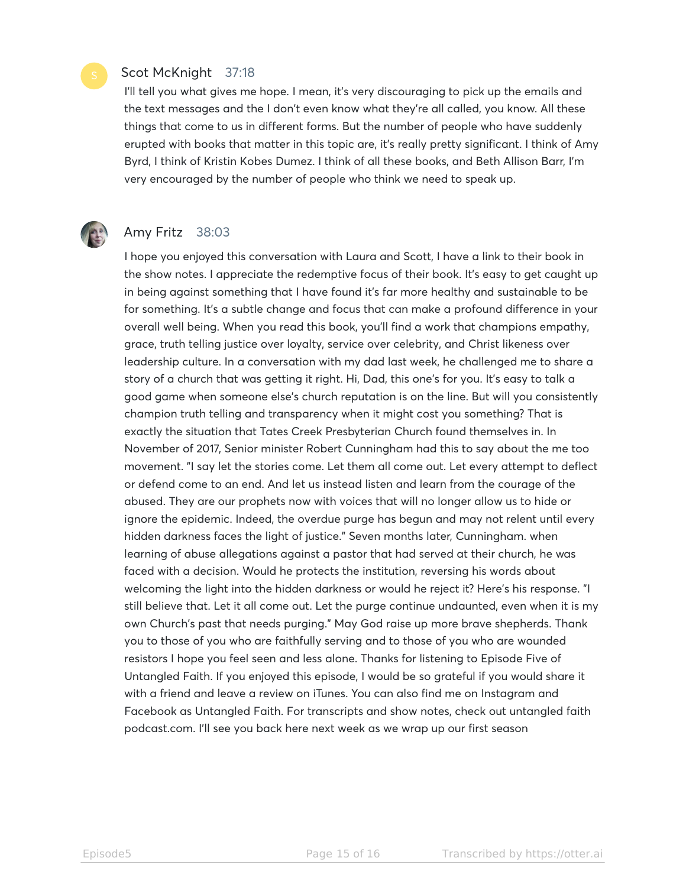**Scot McKnight** 37:18

I'll tell you what gives me hope. I mean, it's very discouraging to pick up the emails and the text messages and the I don't even know what they're all called, you know. All these things that come to us in different forms. But the number of people who have suddenly erupted with books that matter in this topic are, it's really pretty significant. I think of Amy Byrd, I think of Kristin Kobes Dumez. I think of all these books, and Beth Allison Barr, I'm very encouraged by the number of people who think we need to speak up.

**Amy Fritz** 38:03

I hope you enjoyed this conversation with Laura and Scott, I have a link to their book in the show notes. I appreciate the redemptive focus of their book. It's easy to get caught up in being against something that I have found it's far more healthy and sustainable to be for something. It's a subtle change and focus that can make a profound difference in your overall well being. When you read this book, you'll find a work that champions empathy, grace, truth telling justice over loyalty, service over celebrity, and Christ likeness over leadership culture. In a conversation with my dad last week, he challenged me to share a story of a church that was getting it right. Hi, Dad, this one's for you. It's easy to talk a good game when someone else's church reputation is on the line. But will you consistently champion truth telling and transparency when it might cost you something? That is exactly the situation that Tates Creek Presbyterian Church found themselves in. In November of 2017, Senior minister Robert Cunningham had this to say about the me too movement. "I say let the stories come. Let them all come out. Let every attempt to deflect or defend come to an end. And let us instead listen and learn from the courage of the abused. They are our prophets now with voices that will no longer allow us to hide or ignore the epidemic. Indeed, the overdue purge has begun and may not relent until every hidden darkness faces the light of justice." Seven months later, Cunningham. when learning of abuse allegations against a pastor that had served at their church, he was faced with a decision. Would he protects the institution, reversing his words about welcoming the light into the hidden darkness or would he reject it? Here's his response. "I still believe that. Let it all come out. Let the purge continue undaunted, even when it is my own Church's past that needs purging." May God raise up more brave shepherds. Thank you to those of you who are faithfully serving and to those of you who are wounded resistors I hope you feel seen and less alone. Thanks for listening to Episode Five of Untangled Faith. If you enjoyed this episode, I would be so grateful if you would share it with a friend and leave a review on iTunes. You can also find me on Instagram and Facebook as Untangled Faith. For transcripts and show notes, check out untangled faith podcast.com. I'll see you back here next week as we wrap up our first season